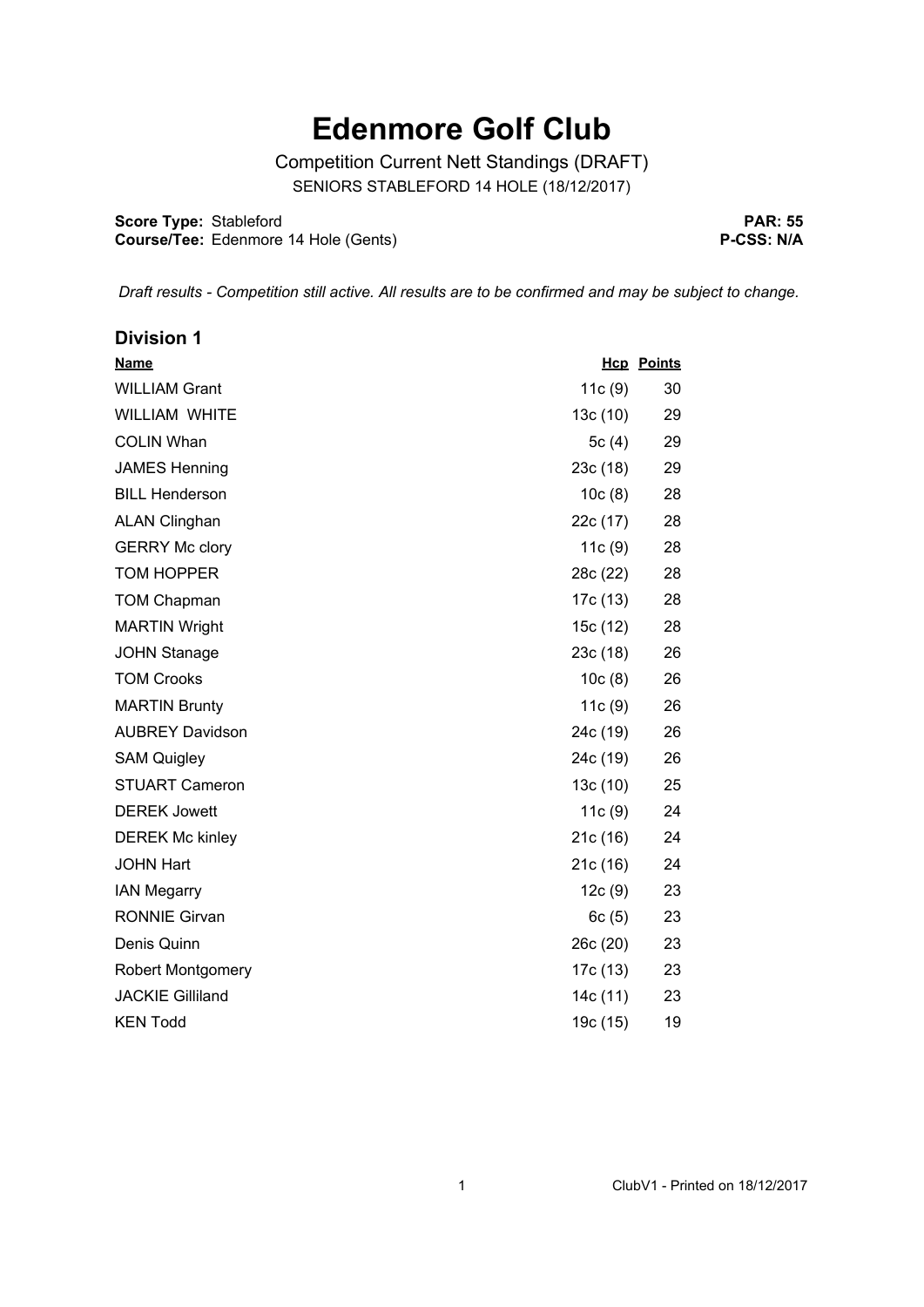# Edenmore Golf Club

Competition Current Nett Standings (DRAFT)

SENIORS STABLEFORD 14 HOLE (18/12/2017)

**Score Type:** Stableford  **PAR: 55**

**Course/Tee:** Edenmore 14 Hole (Gents)  **P-CSS: N/A**

*Draft results - Competition still active. All results are to be confirmed and may be subject to change.*

## Division 1

| Name | Hcp | Points |
|---|---|---|
| WILLIAM Grant | 11c (9) | 30 |
| WILLIAM WHITE | 13c (10) | 29 |
| COLIN Whan | 5c (4) | 29 |
| JAMES Henning | 23c (18) | 29 |
| BILL Henderson | 10c (8) | 28 |
| ALAN Clinghan | 22c (17) | 28 |
| GERRY Mc clory | 11c (9) | 28 |
| TOM HOPPER | 28c (22) | 28 |
| TOM Chapman | 17c (13) | 28 |
| MARTIN Wright | 15c (12) | 28 |
| JOHN Stanage | 23c (18) | 26 |
| TOM Crooks | 10c (8) | 26 |
| MARTIN Brunty | 11c (9) | 26 |
| AUBREY Davidson | 24c (19) | 26 |
| SAM Quigley | 24c (19) | 26 |
| STUART Cameron | 13c (10) | 25 |
| DEREK Jowett | 11c (9) | 24 |
| DEREK Mc kinley | 21c (16) | 24 |
| JOHN Hart | 21c (16) | 24 |
| IAN Megarry | 12c (9) | 23 |
| RONNIE Girvan | 6c (5) | 23 |
| Denis Quinn | 26c (20) | 23 |
| Robert Montgomery | 17c (13) | 23 |
| JACKIE Gilliland | 14c (11) | 23 |
| KEN Todd | 19c (15) | 19 |

ClubV1 - Printed on 18/12/2017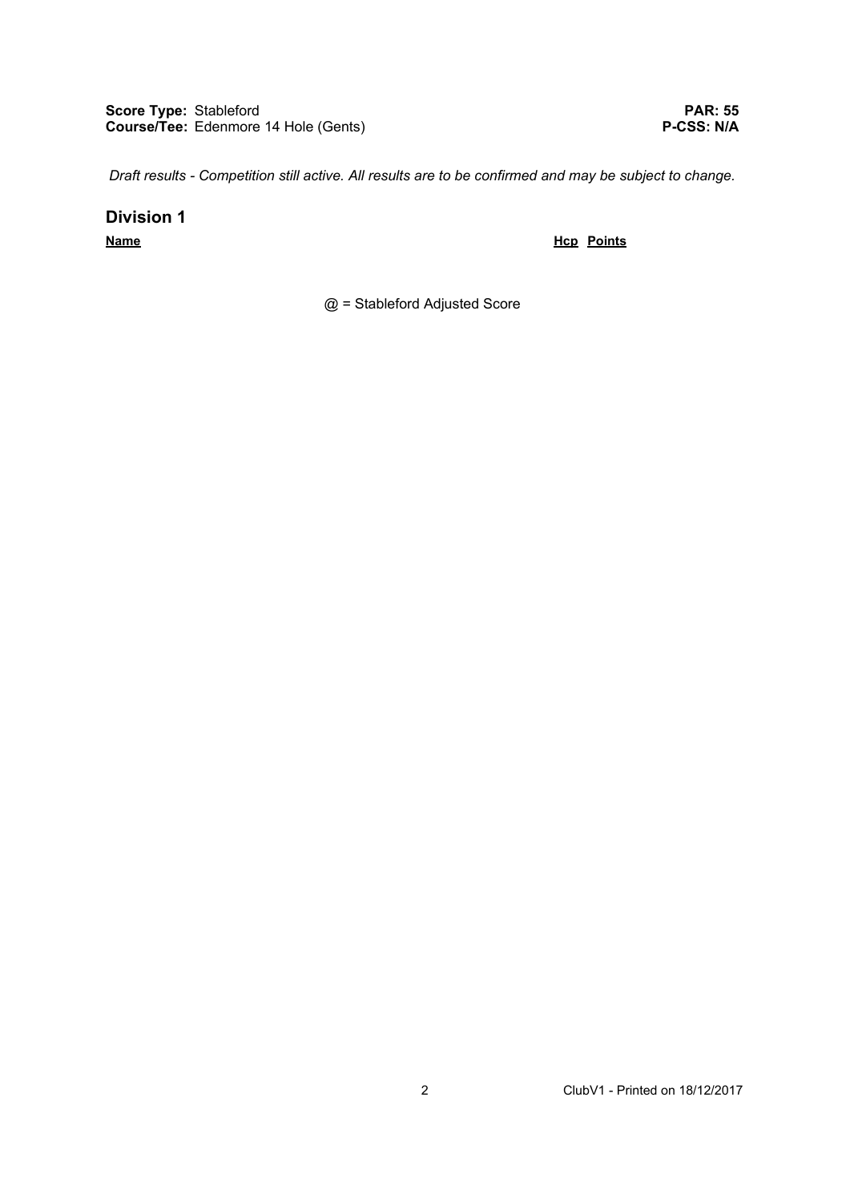**Score Type:** Stableford **PAR: 55**
**Course/Tee:** Edenmore 14 Hole (Gents) **P-CSS: N/A**

*Draft results - Competition still active. All results are to be confirmed and may be subject to change.*

## Division 1

| Name | Hcp | Points |
|---|---|---|

@ = Stableford Adjusted Score

ClubV1 - Printed on 18/12/2017